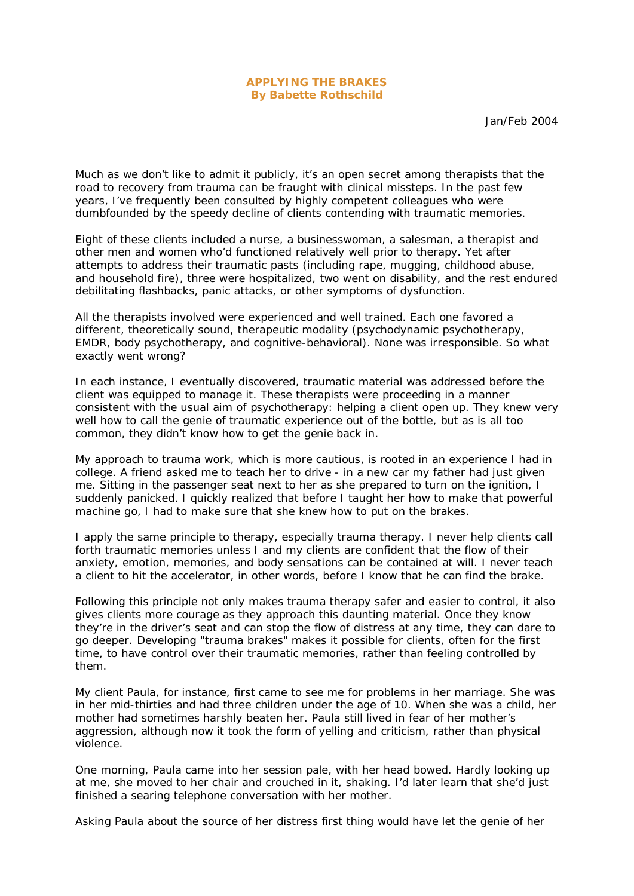# APPLYING THE BRAKES
**By Babette Rothschild**

Jan/Feb 2004

Much as we don't like to admit it publicly, it's an open secret among therapists that the road to recovery from trauma can be fraught with clinical missteps. In the past few years, I've frequently been consulted by highly competent colleagues who were dumbfounded by the speedy decline of clients contending with traumatic memories.

Eight of these clients included a nurse, a businesswoman, a salesman, a therapist and other men and women who'd functioned relatively well prior to therapy. Yet after attempts to address their traumatic pasts (including rape, mugging, childhood abuse, and household fire), three were hospitalized, two went on disability, and the rest endured debilitating flashbacks, panic attacks, or other symptoms of dysfunction.

All the therapists involved were experienced and well trained. Each one favored a different, theoretically sound, therapeutic modality (psychodynamic psychotherapy, EMDR, body psychotherapy, and cognitive-behavioral). None was irresponsible. So what exactly went wrong?

In each instance, I eventually discovered, traumatic material was addressed before the client was equipped to manage it. These therapists were proceeding in a manner consistent with the usual aim of psychotherapy: helping a client open up. They knew very well how to call the genie of traumatic experience out of the bottle, but as is all too common, they didn't know how to get the genie back in.

My approach to trauma work, which is more cautious, is rooted in an experience I had in college. A friend asked me to teach her to drive - in a new car my father had just given me. Sitting in the passenger seat next to her as she prepared to turn on the ignition, I suddenly panicked. I quickly realized that before I taught her how to make that powerful machine go, I had to make sure that she knew how to put on the brakes.

I apply the same principle to therapy, especially trauma therapy. I never help clients call forth traumatic memories unless I and my clients are confident that the flow of their anxiety, emotion, memories, and body sensations can be contained at will. I never teach a client to hit the accelerator, in other words, before I know that he can find the brake.

Following this principle not only makes trauma therapy safer and easier to control, it also gives clients more courage as they approach this daunting material. Once they know they're in the driver's seat and can stop the flow of distress at any time, they can dare to go deeper. Developing "trauma brakes" makes it possible for clients, often for the first time, to have control over their traumatic memories, rather than feeling controlled by them.

My client Paula, for instance, first came to see me for problems in her marriage. She was in her mid-thirties and had three children under the age of 10. When she was a child, her mother had sometimes harshly beaten her. Paula still lived in fear of her mother's aggression, although now it took the form of yelling and criticism, rather than physical violence.

One morning, Paula came into her session pale, with her head bowed. Hardly looking up at me, she moved to her chair and crouched in it, shaking. I'd later learn that she'd just finished a searing telephone conversation with her mother.

Asking Paula about the source of her distress first thing would have let the genie of her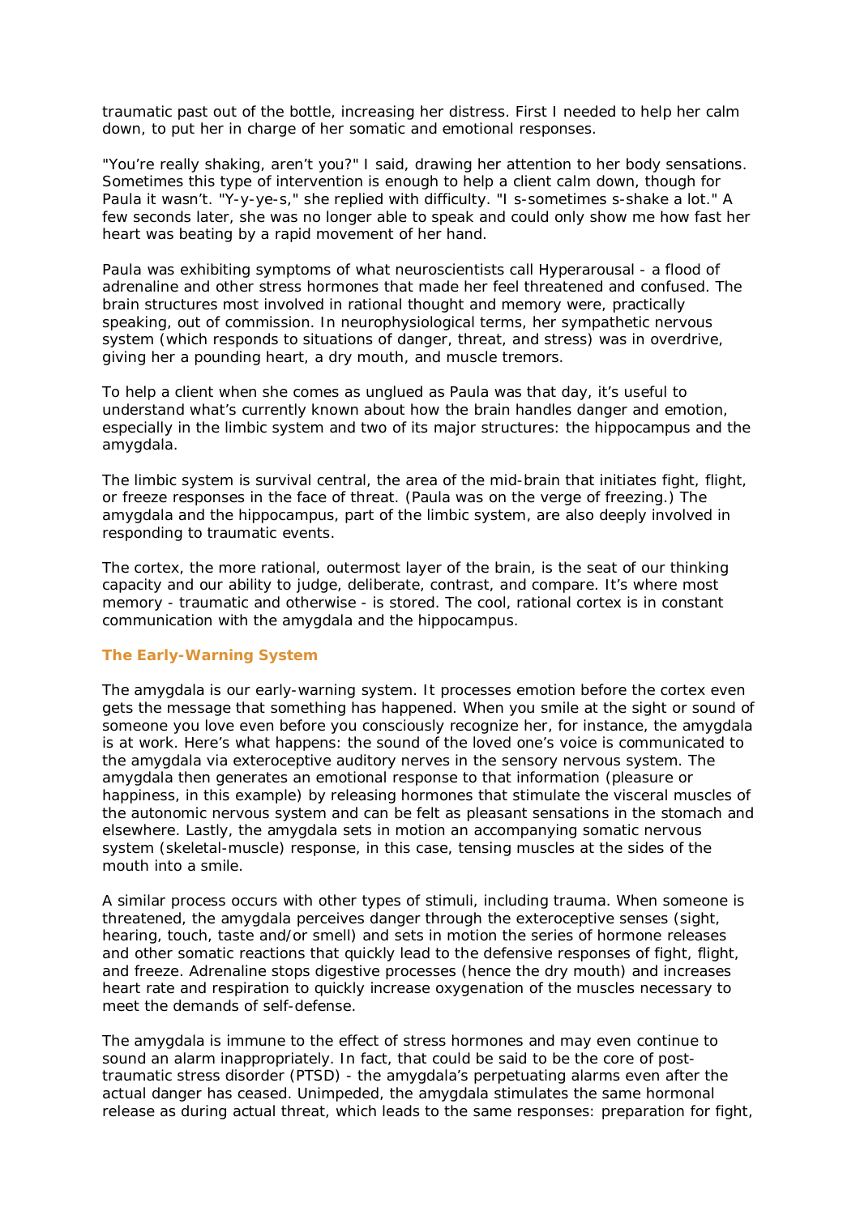traumatic past out of the bottle, increasing her distress. First I needed to help her calm down, to put her in charge of her somatic and emotional responses.

"You're really shaking, aren't you?" I said, drawing her attention to her body sensations. Sometimes this type of intervention is enough to help a client calm down, though for Paula it wasn't. "Y-y-ye-s," she replied with difficulty. "I s-sometimes s-shake a lot." A few seconds later, she was no longer able to speak and could only show me how fast her heart was beating by a rapid movement of her hand.

Paula was exhibiting symptoms of what neuroscientists call Hyperarousal - a flood of adrenaline and other stress hormones that made her feel threatened and confused. The brain structures most involved in rational thought and memory were, practically speaking, out of commission. In neurophysiological terms, her sympathetic nervous system (which responds to situations of danger, threat, and stress) was in overdrive, giving her a pounding heart, a dry mouth, and muscle tremors.

To help a client when she comes as unglued as Paula was that day, it's useful to understand what's currently known about how the brain handles danger and emotion, especially in the limbic system and two of its major structures: the hippocampus and the amygdala.

The limbic system is survival central, the area of the mid-brain that initiates fight, flight, or freeze responses in the face of threat. (Paula was on the verge of freezing.) The amygdala and the hippocampus, part of the limbic system, are also deeply involved in responding to traumatic events.

The cortex, the more rational, outermost layer of the brain, is the seat of our thinking capacity and our ability to judge, deliberate, contrast, and compare. It's where most memory - traumatic and otherwise - is stored. The cool, rational cortex is in constant communication with the amygdala and the hippocampus.

## The Early-Warning System

The amygdala is our early-warning system. It processes emotion before the cortex even gets the message that something has happened. When you smile at the sight or sound of someone you love even before you consciously recognize her, for instance, the amygdala is at work. Here's what happens: the sound of the loved one's voice is communicated to the amygdala via exteroceptive auditory nerves in the sensory nervous system. The amygdala then generates an emotional response to that information (pleasure or happiness, in this example) by releasing hormones that stimulate the visceral muscles of the autonomic nervous system and can be felt as pleasant sensations in the stomach and elsewhere. Lastly, the amygdala sets in motion an accompanying somatic nervous system (skeletal-muscle) response, in this case, tensing muscles at the sides of the mouth into a smile.

A similar process occurs with other types of stimuli, including trauma. When someone is threatened, the amygdala perceives danger through the exteroceptive senses (sight, hearing, touch, taste and/or smell) and sets in motion the series of hormone releases and other somatic reactions that quickly lead to the defensive responses of fight, flight, and freeze. Adrenaline stops digestive processes (hence the dry mouth) and increases heart rate and respiration to quickly increase oxygenation of the muscles necessary to meet the demands of self-defense.

The amygdala is immune to the effect of stress hormones and may even continue to sound an alarm inappropriately. In fact, that could be said to be the core of post-traumatic stress disorder (PTSD) - the amygdala's perpetuating alarms even after the actual danger has ceased. Unimpeded, the amygdala stimulates the same hormonal release as during actual threat, which leads to the same responses: preparation for fight,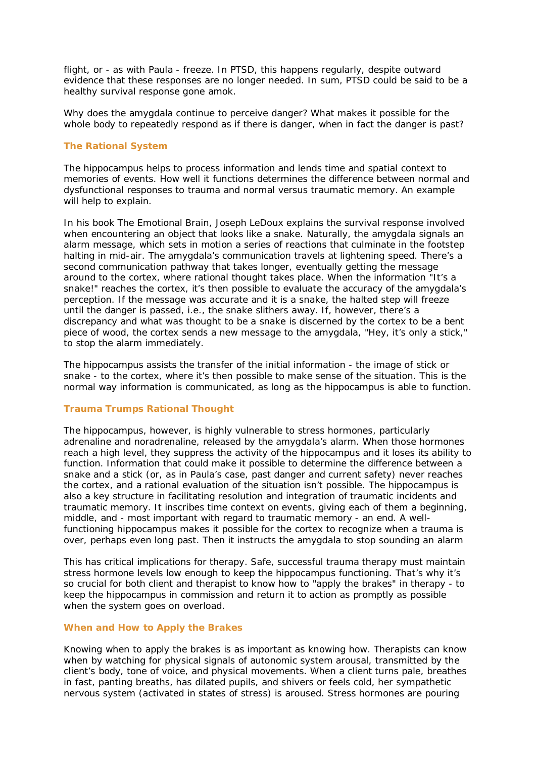flight, or - as with Paula - freeze. In PTSD, this happens regularly, despite outward evidence that these responses are no longer needed. In sum, PTSD could be said to be a healthy survival response gone amok.

Why does the amygdala continue to perceive danger? What makes it possible for the whole body to repeatedly respond as if there is danger, when in fact the danger is past?

### The Rational System

The hippocampus helps to process information and lends time and spatial context to memories of events. How well it functions determines the difference between normal and dysfunctional responses to trauma and normal versus traumatic memory. An example will help to explain.

In his book The Emotional Brain, Joseph LeDoux explains the survival response involved when encountering an object that looks like a snake. Naturally, the amygdala signals an alarm message, which sets in motion a series of reactions that culminate in the footstep halting in mid-air. The amygdala's communication travels at lightening speed. There's a second communication pathway that takes longer, eventually getting the message around to the cortex, where rational thought takes place. When the information "It's a snake!" reaches the cortex, it's then possible to evaluate the accuracy of the amygdala's perception. If the message was accurate and it is a snake, the halted step will freeze until the danger is passed, i.e., the snake slithers away. If, however, there's a discrepancy and what was thought to be a snake is discerned by the cortex to be a bent piece of wood, the cortex sends a new message to the amygdala, "Hey, it's only a stick," to stop the alarm immediately.

The hippocampus assists the transfer of the initial information - the image of stick or snake - to the cortex, where it's then possible to make sense of the situation. This is the normal way information is communicated, as long as the hippocampus is able to function.

### Trauma Trumps Rational Thought

The hippocampus, however, is highly vulnerable to stress hormones, particularly adrenaline and noradrenaline, released by the amygdala's alarm. When those hormones reach a high level, they suppress the activity of the hippocampus and it loses its ability to function. Information that could make it possible to determine the difference between a snake and a stick (or, as in Paula's case, past danger and current safety) never reaches the cortex, and a rational evaluation of the situation isn't possible. The hippocampus is also a key structure in facilitating resolution and integration of traumatic incidents and traumatic memory. It inscribes time context on events, giving each of them a beginning, middle, and - most important with regard to traumatic memory - an end. A well-functioning hippocampus makes it possible for the cortex to recognize when a trauma is over, perhaps even long past. Then it instructs the amygdala to stop sounding an alarm

This has critical implications for therapy. Safe, successful trauma therapy must maintain stress hormone levels low enough to keep the hippocampus functioning. That's why it's so crucial for both client and therapist to know how to "apply the brakes" in therapy - to keep the hippocampus in commission and return it to action as promptly as possible when the system goes on overload.

### When and How to Apply the Brakes

Knowing when to apply the brakes is as important as knowing how. Therapists can know when by watching for physical signals of autonomic system arousal, transmitted by the client's body, tone of voice, and physical movements. When a client turns pale, breathes in fast, panting breaths, has dilated pupils, and shivers or feels cold, her sympathetic nervous system (activated in states of stress) is aroused. Stress hormones are pouring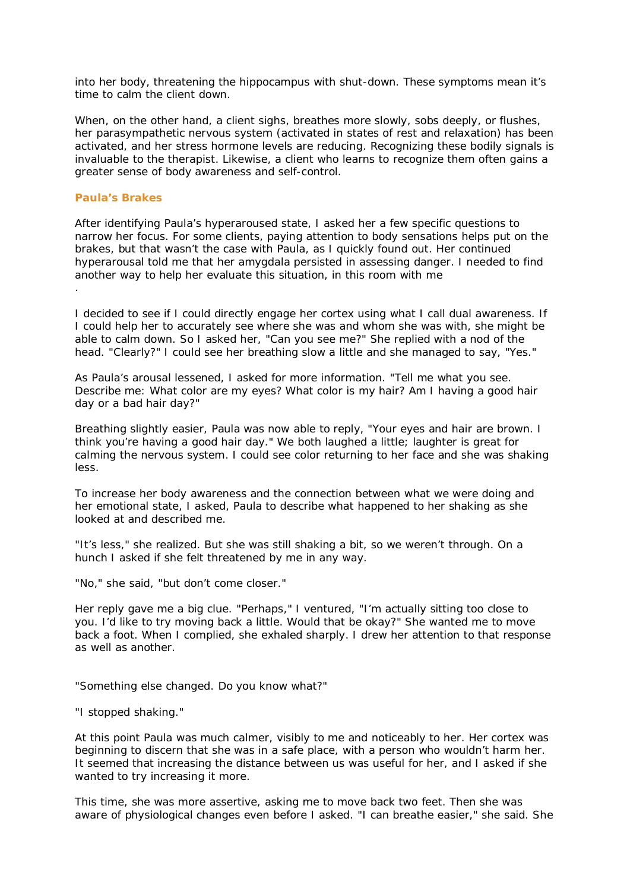into her body, threatening the hippocampus with shut-down. These symptoms mean it's time to calm the client down.

When, on the other hand, a client sighs, breathes more slowly, sobs deeply, or flushes, her parasympathetic nervous system (activated in states of rest and relaxation) has been activated, and her stress hormone levels are reducing. Recognizing these bodily signals is invaluable to the therapist. Likewise, a client who learns to recognize them often gains a greater sense of body awareness and self-control.

### Paula's Brakes

After identifying Paula's hyperaroused state, I asked her a few specific questions to narrow her focus. For some clients, paying attention to body sensations helps put on the brakes, but that wasn't the case with Paula, as I quickly found out. Her continued hyperarousal told me that her amygdala persisted in assessing danger. I needed to find another way to help her evaluate this situation, in this room with me
.

I decided to see if I could directly engage her cortex using what I call dual awareness. If I could help her to accurately see where she was and whom she was with, she might be able to calm down. So I asked her, "Can you see me?" She replied with a nod of the head. "Clearly?" I could see her breathing slow a little and she managed to say, "Yes."

As Paula's arousal lessened, I asked for more information. "Tell me what you see. Describe me: What color are my eyes? What color is my hair? Am I having a good hair day or a bad hair day?"

Breathing slightly easier, Paula was now able to reply, "Your eyes and hair are brown. I think you're having a good hair day." We both laughed a little; laughter is great for calming the nervous system. I could see color returning to her face and she was shaking less.

To increase her body awareness and the connection between what we were doing and her emotional state, I asked, Paula to describe what happened to her shaking as she looked at and described me.

"It's less," she realized. But she was still shaking a bit, so we weren't through. On a hunch I asked if she felt threatened by me in any way.

"No," she said, "but don't come closer."

Her reply gave me a big clue. "Perhaps," I ventured, "I'm actually sitting too close to you. I'd like to try moving back a little. Would that be okay?" She wanted me to move back a foot. When I complied, she exhaled sharply. I drew her attention to that response as well as another.

"Something else changed. Do you know what?"

"I stopped shaking."

At this point Paula was much calmer, visibly to me and noticeably to her. Her cortex was beginning to discern that she was in a safe place, with a person who wouldn't harm her. It seemed that increasing the distance between us was useful for her, and I asked if she wanted to try increasing it more.

This time, she was more assertive, asking me to move back two feet. Then she was aware of physiological changes even before I asked. "I can breathe easier," she said. She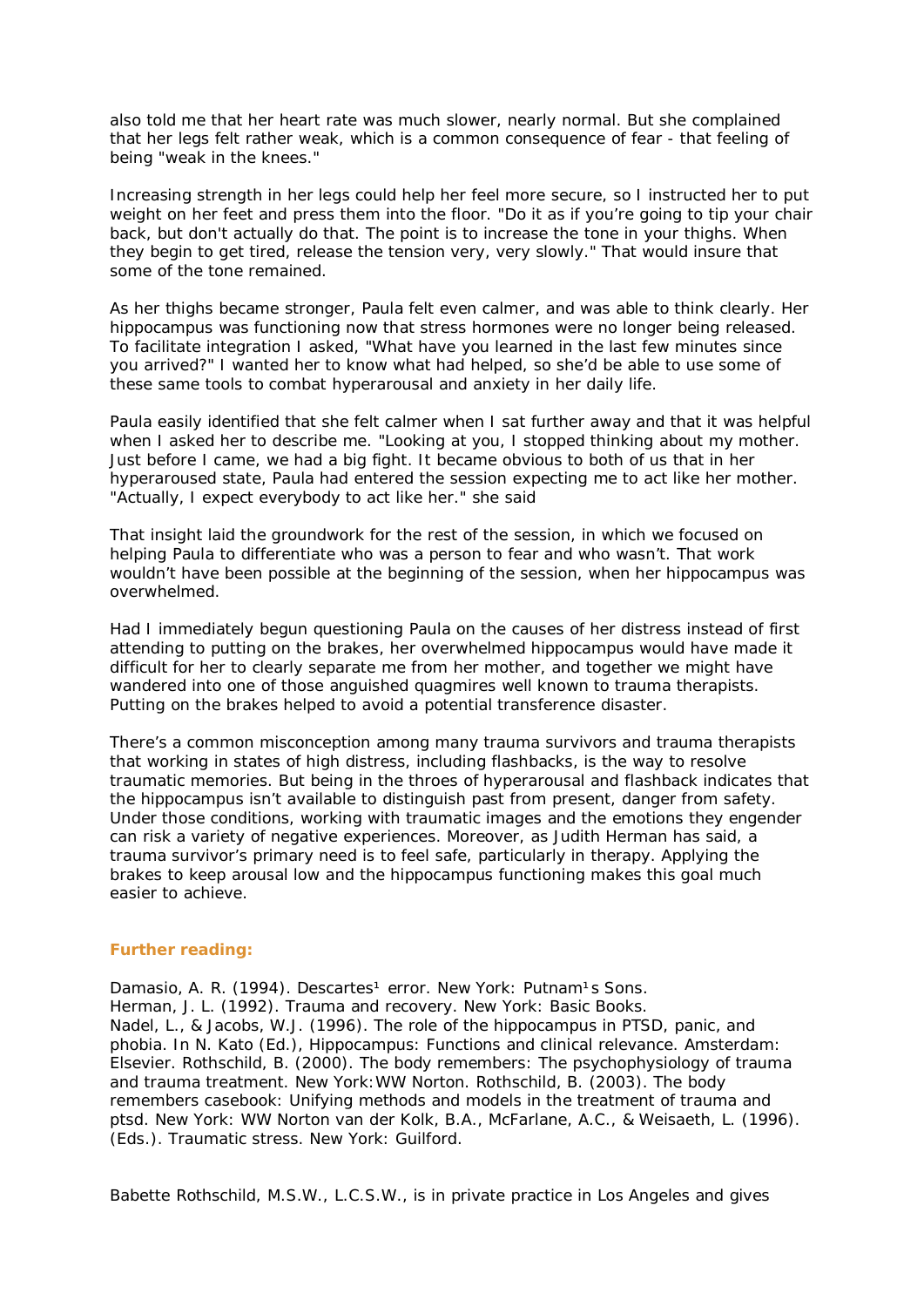also told me that her heart rate was much slower, nearly normal. But she complained that her legs felt rather weak, which is a common consequence of fear - that feeling of being "weak in the knees."

Increasing strength in her legs could help her feel more secure, so I instructed her to put weight on her feet and press them into the floor. "Do it as if you're going to tip your chair back, but don't actually do that. The point is to increase the tone in your thighs. When they begin to get tired, release the tension very, very slowly." That would insure that some of the tone remained.

As her thighs became stronger, Paula felt even calmer, and was able to think clearly. Her hippocampus was functioning now that stress hormones were no longer being released. To facilitate integration I asked, "What have you learned in the last few minutes since you arrived?" I wanted her to know what had helped, so she'd be able to use some of these same tools to combat hyperarousal and anxiety in her daily life.

Paula easily identified that she felt calmer when I sat further away and that it was helpful when I asked her to describe me. "Looking at you, I stopped thinking about my mother. Just before I came, we had a big fight. It became obvious to both of us that in her hyperaroused state, Paula had entered the session expecting me to act like her mother. "Actually, I expect everybody to act like her." she said

That insight laid the groundwork for the rest of the session, in which we focused on helping Paula to differentiate who was a person to fear and who wasn't. That work wouldn't have been possible at the beginning of the session, when her hippocampus was overwhelmed.

Had I immediately begun questioning Paula on the causes of her distress instead of first attending to putting on the brakes, her overwhelmed hippocampus would have made it difficult for her to clearly separate me from her mother, and together we might have wandered into one of those anguished quagmires well known to trauma therapists. Putting on the brakes helped to avoid a potential transference disaster.

There's a common misconception among many trauma survivors and trauma therapists that working in states of high distress, including flashbacks, is the way to resolve traumatic memories. But being in the throes of hyperarousal and flashback indicates that the hippocampus isn't available to distinguish past from present, danger from safety. Under those conditions, working with traumatic images and the emotions they engender can risk a variety of negative experiences. Moreover, as Judith Herman has said, a trauma survivor's primary need is to feel safe, particularly in therapy. Applying the brakes to keep arousal low and the hippocampus functioning makes this goal much easier to achieve.

**Further reading:**

Damasio, A. R. (1994). Descartes¹ error. New York: Putnam¹s Sons.
Herman, J. L. (1992). Trauma and recovery. New York: Basic Books.
Nadel, L., & Jacobs, W.J. (1996). The role of the hippocampus in PTSD, panic, and phobia. In N. Kato (Ed.), Hippocampus: Functions and clinical relevance. Amsterdam: Elsevier. Rothschild, B. (2000). The body remembers: The psychophysiology of trauma and trauma treatment. New York:WW Norton. Rothschild, B. (2003). The body remembers casebook: Unifying methods and models in the treatment of trauma and ptsd. New York: WW Norton van der Kolk, B.A., McFarlane, A.C., & Weisaeth, L. (1996). (Eds.). Traumatic stress. New York: Guilford.

Babette Rothschild, M.S.W., L.C.S.W., is in private practice in Los Angeles and gives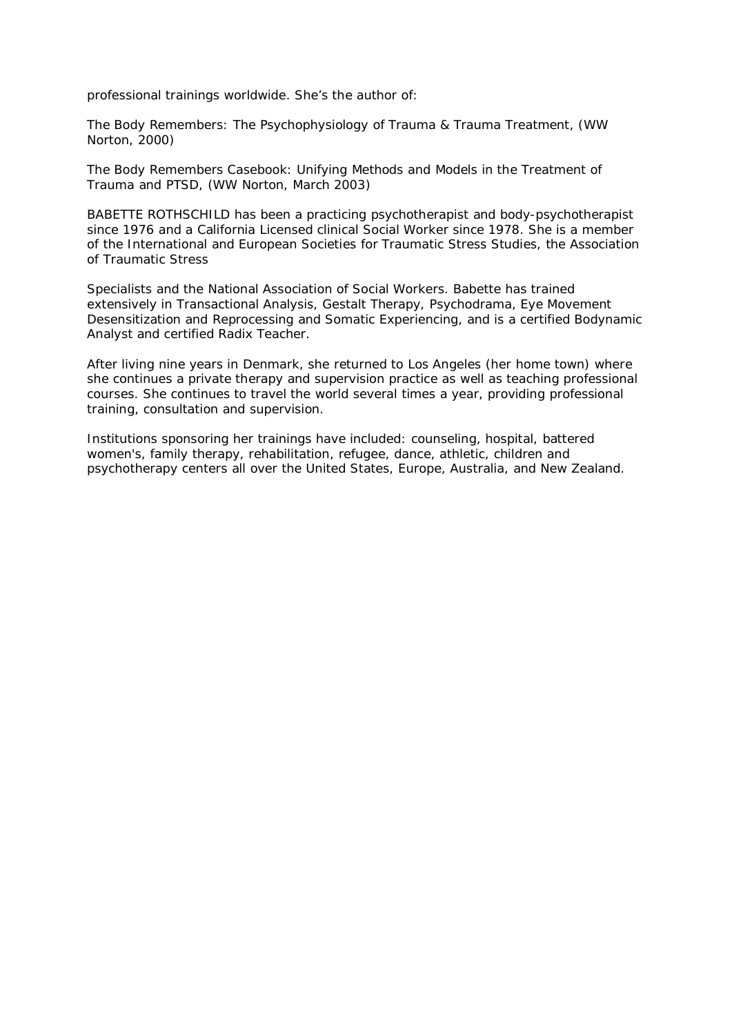professional trainings worldwide. She's the author of:

The Body Remembers: The Psychophysiology of Trauma & Trauma Treatment, (WW Norton, 2000)

The Body Remembers Casebook: Unifying Methods and Models in the Treatment of Trauma and PTSD, (WW Norton, March 2003)

BABETTE ROTHSCHILD has been a practicing psychotherapist and body-psychotherapist since 1976 and a California Licensed clinical Social Worker since 1978. She is a member of the International and European Societies for Traumatic Stress Studies, the Association of Traumatic Stress

Specialists and the National Association of Social Workers. Babette has trained extensively in Transactional Analysis, Gestalt Therapy, Psychodrama, Eye Movement Desensitization and Reprocessing and Somatic Experiencing, and is a certified Bodynamic Analyst and certified Radix Teacher.

After living nine years in Denmark, she returned to Los Angeles (her home town) where she continues a private therapy and supervision practice as well as teaching professional courses. She continues to travel the world several times a year, providing professional training, consultation and supervision.

Institutions sponsoring her trainings have included: counseling, hospital, battered women's, family therapy, rehabilitation, refugee, dance, athletic, children and psychotherapy centers all over the United States, Europe, Australia, and New Zealand.